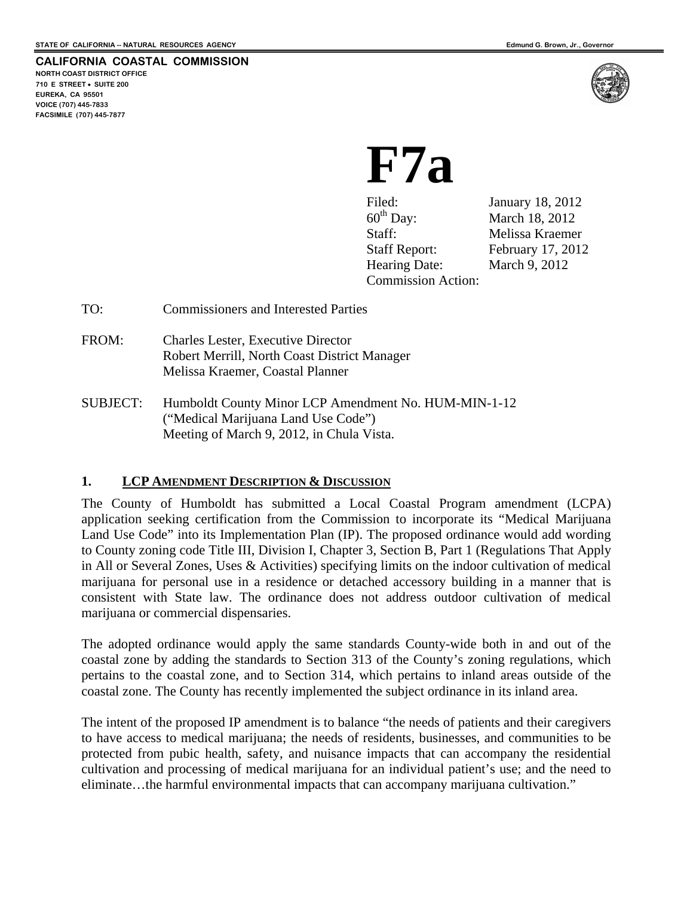STATE OF CALIFORNIA -- NATURAL RESOURCES AGENCY

Edmund G. Brown, Jr., Governor

**CALIFORNIA COASTAL COMMISSION**

NORTH COAST DISTRICT OFFICE
710 E STREET • SUITE 200
EUREKA, CA 95501
VOICE (707) 445-7833
FACSIMILE (707) 445-7877

# F7a

| | |
|---|---|
| Filed: | January 18, 2012 |
| 60th Day: | March 18, 2012 |
| Staff: | Melissa Kraemer |
| Staff Report: | February 17, 2012 |
| Hearing Date: | March 9, 2012 |
| Commission Action: | |

TO: Commissioners and Interested Parties

FROM: Charles Lester, Executive Director
Robert Merrill, North Coast District Manager
Melissa Kraemer, Coastal Planner

SUBJECT: Humboldt County Minor LCP Amendment No. HUM-MIN-1-12
("Medical Marijuana Land Use Code")
Meeting of March 9, 2012, in Chula Vista.

## 1. LCP AMENDMENT DESCRIPTION & DISCUSSION

The County of Humboldt has submitted a Local Coastal Program amendment (LCPA) application seeking certification from the Commission to incorporate its "Medical Marijuana Land Use Code" into its Implementation Plan (IP). The proposed ordinance would add wording to County zoning code Title III, Division I, Chapter 3, Section B, Part 1 (Regulations That Apply in All or Several Zones, Uses & Activities) specifying limits on the indoor cultivation of medical marijuana for personal use in a residence or detached accessory building in a manner that is consistent with State law. The ordinance does not address outdoor cultivation of medical marijuana or commercial dispensaries.

The adopted ordinance would apply the same standards County-wide both in and out of the coastal zone by adding the standards to Section 313 of the County's zoning regulations, which pertains to the coastal zone, and to Section 314, which pertains to inland areas outside of the coastal zone. The County has recently implemented the subject ordinance in its inland area.

The intent of the proposed IP amendment is to balance "the needs of patients and their caregivers to have access to medical marijuana; the needs of residents, businesses, and communities to be protected from pubic health, safety, and nuisance impacts that can accompany the residential cultivation and processing of medical marijuana for an individual patient's use; and the need to eliminate…the harmful environmental impacts that can accompany marijuana cultivation."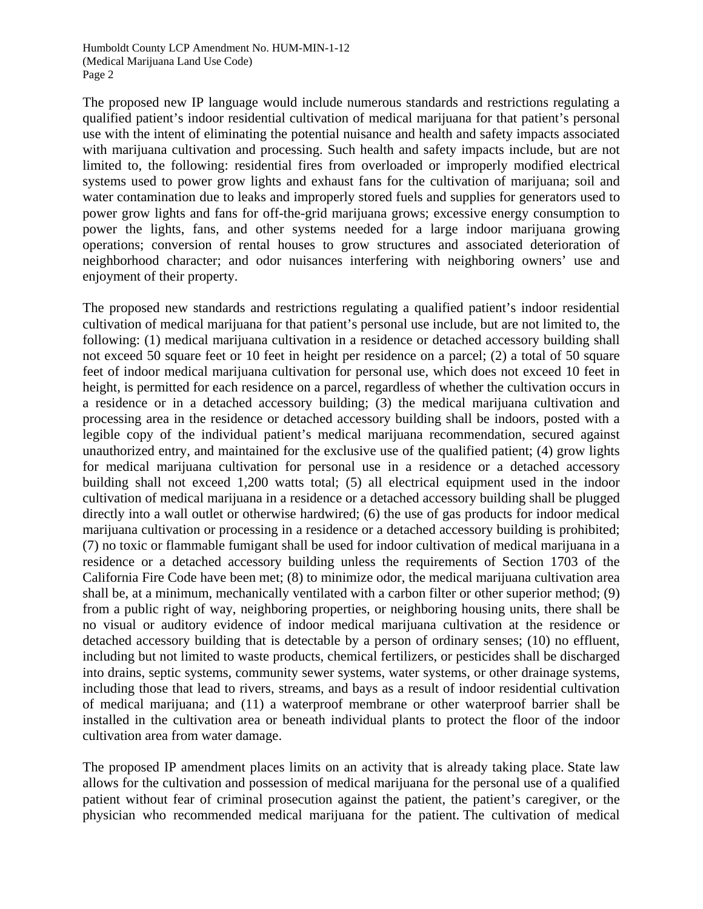The proposed new IP language would include numerous standards and restrictions regulating a qualified patient's indoor residential cultivation of medical marijuana for that patient's personal use with the intent of eliminating the potential nuisance and health and safety impacts associated with marijuana cultivation and processing. Such health and safety impacts include, but are not limited to, the following: residential fires from overloaded or improperly modified electrical systems used to power grow lights and exhaust fans for the cultivation of marijuana; soil and water contamination due to leaks and improperly stored fuels and supplies for generators used to power grow lights and fans for off-the-grid marijuana grows; excessive energy consumption to power the lights, fans, and other systems needed for a large indoor marijuana growing operations; conversion of rental houses to grow structures and associated deterioration of neighborhood character; and odor nuisances interfering with neighboring owners' use and enjoyment of their property.

The proposed new standards and restrictions regulating a qualified patient's indoor residential cultivation of medical marijuana for that patient's personal use include, but are not limited to, the following: (1) medical marijuana cultivation in a residence or detached accessory building shall not exceed 50 square feet or 10 feet in height per residence on a parcel; (2) a total of 50 square feet of indoor medical marijuana cultivation for personal use, which does not exceed 10 feet in height, is permitted for each residence on a parcel, regardless of whether the cultivation occurs in a residence or in a detached accessory building; (3) the medical marijuana cultivation and processing area in the residence or detached accessory building shall be indoors, posted with a legible copy of the individual patient's medical marijuana recommendation, secured against unauthorized entry, and maintained for the exclusive use of the qualified patient; (4) grow lights for medical marijuana cultivation for personal use in a residence or a detached accessory building shall not exceed 1,200 watts total; (5) all electrical equipment used in the indoor cultivation of medical marijuana in a residence or a detached accessory building shall be plugged directly into a wall outlet or otherwise hardwired; (6) the use of gas products for indoor medical marijuana cultivation or processing in a residence or a detached accessory building is prohibited; (7) no toxic or flammable fumigant shall be used for indoor cultivation of medical marijuana in a residence or a detached accessory building unless the requirements of Section 1703 of the California Fire Code have been met; (8) to minimize odor, the medical marijuana cultivation area shall be, at a minimum, mechanically ventilated with a carbon filter or other superior method; (9) from a public right of way, neighboring properties, or neighboring housing units, there shall be no visual or auditory evidence of indoor medical marijuana cultivation at the residence or detached accessory building that is detectable by a person of ordinary senses; (10) no effluent, including but not limited to waste products, chemical fertilizers, or pesticides shall be discharged into drains, septic systems, community sewer systems, water systems, or other drainage systems, including those that lead to rivers, streams, and bays as a result of indoor residential cultivation of medical marijuana; and (11) a waterproof membrane or other waterproof barrier shall be installed in the cultivation area or beneath individual plants to protect the floor of the indoor cultivation area from water damage.

The proposed IP amendment places limits on an activity that is already taking place. State law allows for the cultivation and possession of medical marijuana for the personal use of a qualified patient without fear of criminal prosecution against the patient, the patient's caregiver, or the physician who recommended medical marijuana for the patient. The cultivation of medical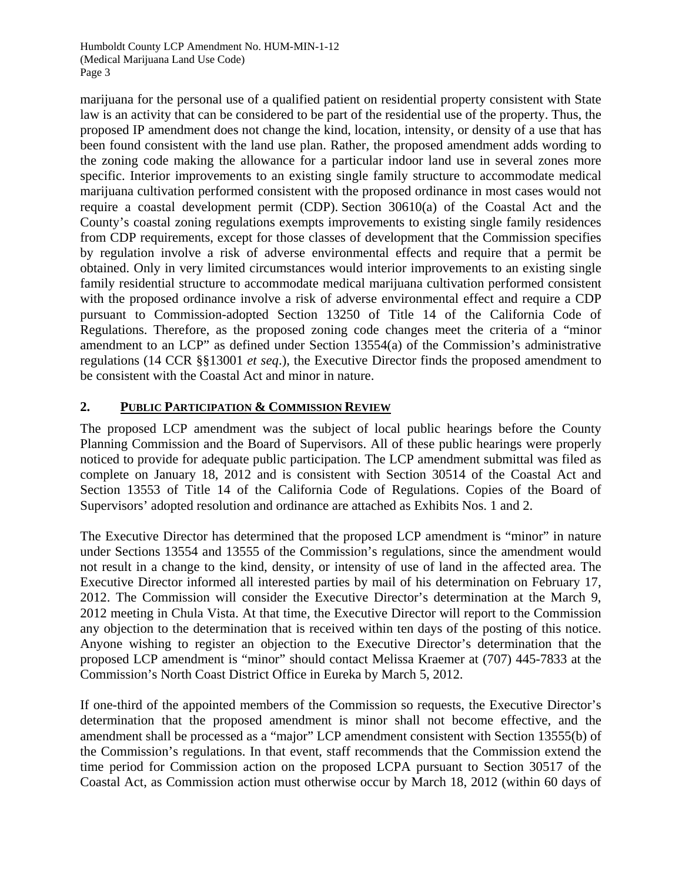marijuana for the personal use of a qualified patient on residential property consistent with State law is an activity that can be considered to be part of the residential use of the property. Thus, the proposed IP amendment does not change the kind, location, intensity, or density of a use that has been found consistent with the land use plan. Rather, the proposed amendment adds wording to the zoning code making the allowance for a particular indoor land use in several zones more specific. Interior improvements to an existing single family structure to accommodate medical marijuana cultivation performed consistent with the proposed ordinance in most cases would not require a coastal development permit (CDP). Section 30610(a) of the Coastal Act and the County's coastal zoning regulations exempts improvements to existing single family residences from CDP requirements, except for those classes of development that the Commission specifies by regulation involve a risk of adverse environmental effects and require that a permit be obtained. Only in very limited circumstances would interior improvements to an existing single family residential structure to accommodate medical marijuana cultivation performed consistent with the proposed ordinance involve a risk of adverse environmental effect and require a CDP pursuant to Commission-adopted Section 13250 of Title 14 of the California Code of Regulations. Therefore, as the proposed zoning code changes meet the criteria of a "minor amendment to an LCP" as defined under Section 13554(a) of the Commission's administrative regulations (14 CCR §§13001 *et seq*.), the Executive Director finds the proposed amendment to be consistent with the Coastal Act and minor in nature.

## 2. PUBLIC PARTICIPATION & COMMISSION REVIEW

The proposed LCP amendment was the subject of local public hearings before the County Planning Commission and the Board of Supervisors. All of these public hearings were properly noticed to provide for adequate public participation. The LCP amendment submittal was filed as complete on January 18, 2012 and is consistent with Section 30514 of the Coastal Act and Section 13553 of Title 14 of the California Code of Regulations. Copies of the Board of Supervisors' adopted resolution and ordinance are attached as Exhibits Nos. 1 and 2.

The Executive Director has determined that the proposed LCP amendment is "minor" in nature under Sections 13554 and 13555 of the Commission's regulations, since the amendment would not result in a change to the kind, density, or intensity of use of land in the affected area. The Executive Director informed all interested parties by mail of his determination on February 17, 2012. The Commission will consider the Executive Director's determination at the March 9, 2012 meeting in Chula Vista. At that time, the Executive Director will report to the Commission any objection to the determination that is received within ten days of the posting of this notice. Anyone wishing to register an objection to the Executive Director's determination that the proposed LCP amendment is "minor" should contact Melissa Kraemer at (707) 445-7833 at the Commission's North Coast District Office in Eureka by March 5, 2012.

If one-third of the appointed members of the Commission so requests, the Executive Director's determination that the proposed amendment is minor shall not become effective, and the amendment shall be processed as a "major" LCP amendment consistent with Section 13555(b) of the Commission's regulations. In that event, staff recommends that the Commission extend the time period for Commission action on the proposed LCPA pursuant to Section 30517 of the Coastal Act, as Commission action must otherwise occur by March 18, 2012 (within 60 days of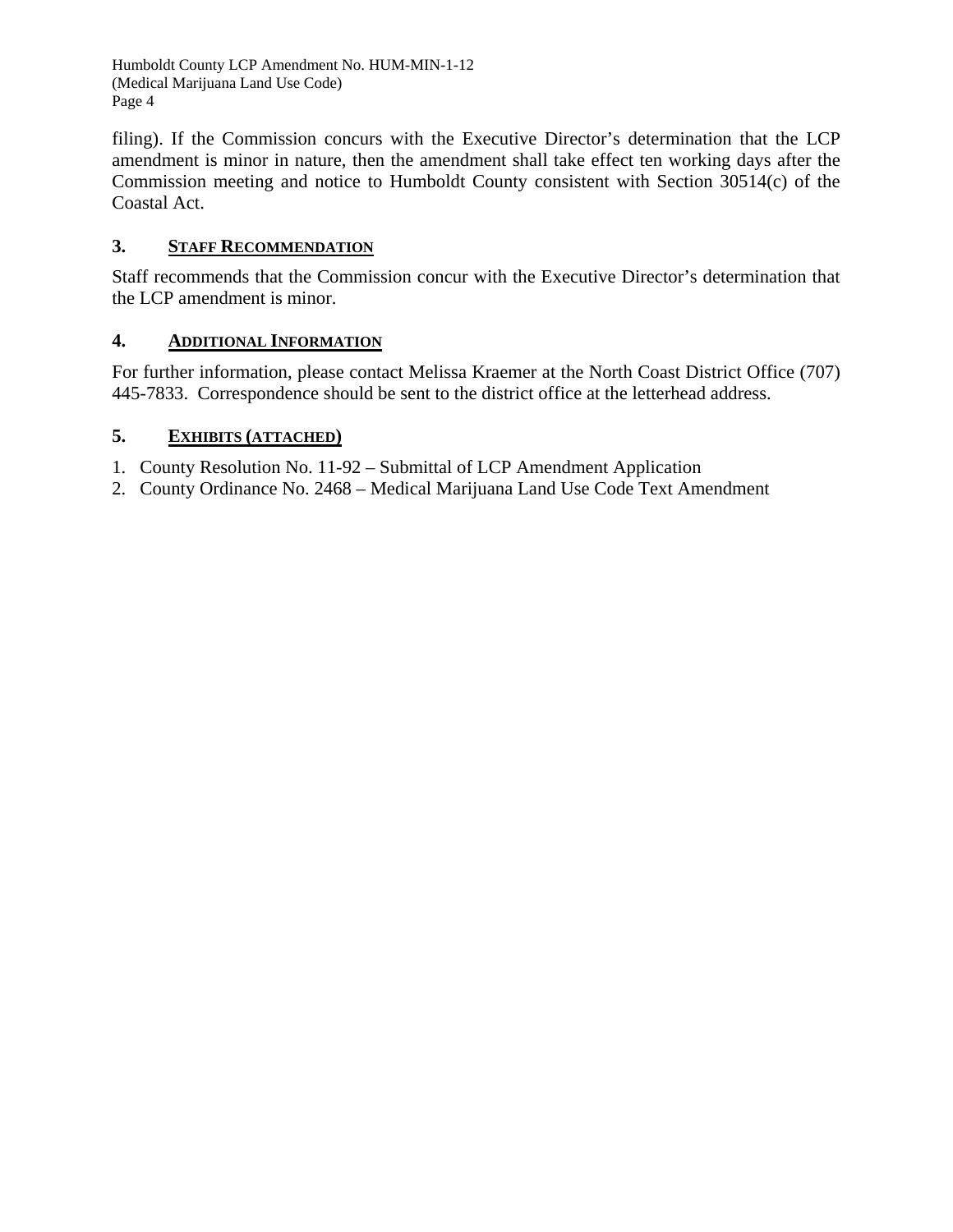filing). If the Commission concurs with the Executive Director's determination that the LCP amendment is minor in nature, then the amendment shall take effect ten working days after the Commission meeting and notice to Humboldt County consistent with Section 30514(c) of the Coastal Act.

## 3. STAFF RECOMMENDATION

Staff recommends that the Commission concur with the Executive Director's determination that the LCP amendment is minor.

## 4. ADDITIONAL INFORMATION

For further information, please contact Melissa Kraemer at the North Coast District Office (707) 445-7833. Correspondence should be sent to the district office at the letterhead address.

## 5. EXHIBITS (ATTACHED)

1. County Resolution No. 11-92 – Submittal of LCP Amendment Application
2. County Ordinance No. 2468 – Medical Marijuana Land Use Code Text Amendment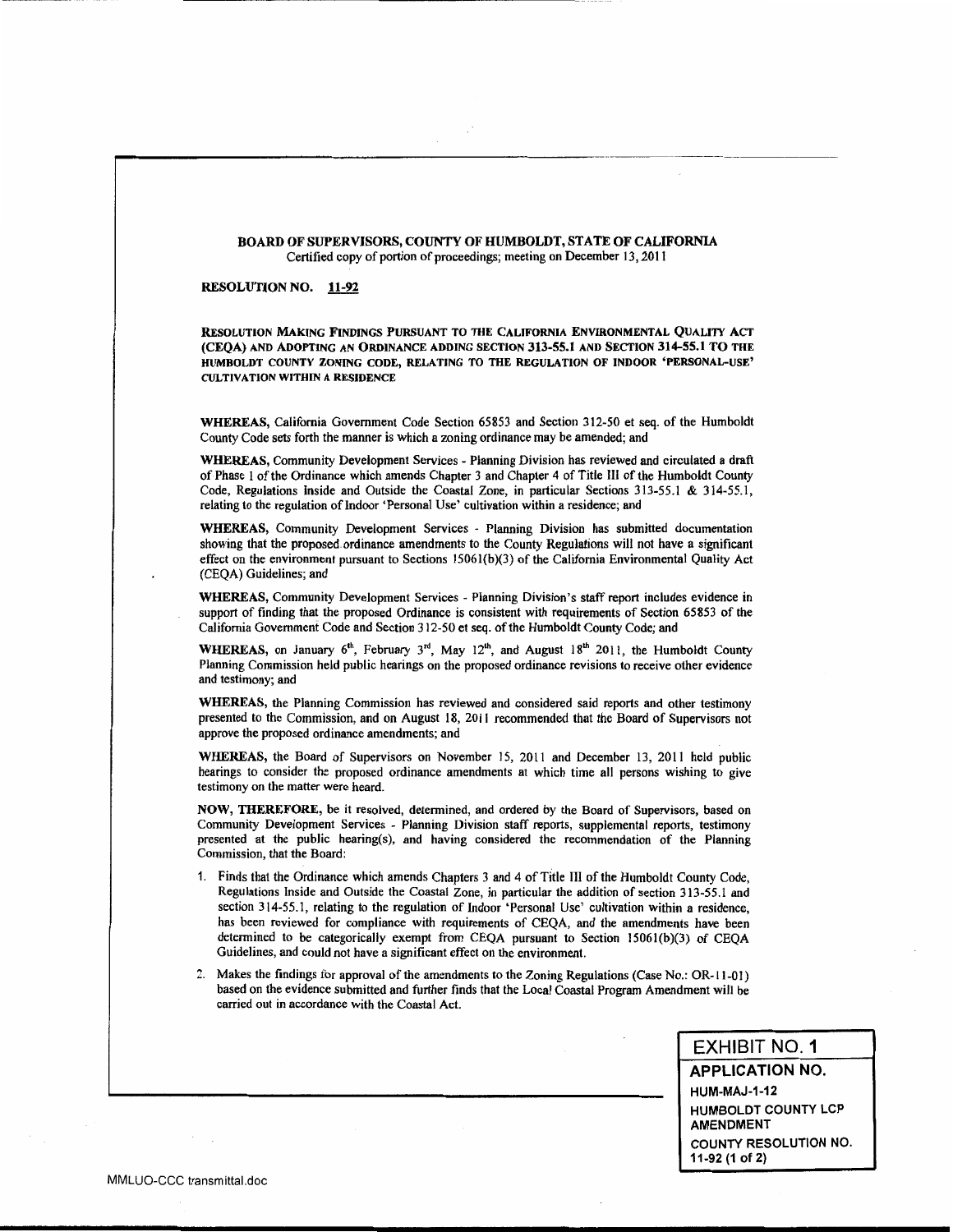**BOARD OF SUPERVISORS, COUNTY OF HUMBOLDT, STATE OF CALIFORNIA**
Certified copy of portion of proceedings; meeting on December 13, 2011

**RESOLUTION NO. 11-92**

**RESOLUTION MAKING FINDINGS PURSUANT TO THE CALIFORNIA ENVIRONMENTAL QUALITY ACT (CEQA) AND ADOPTING AN ORDINANCE ADDING SECTION 313-55.1 AND SECTION 314-55.1 TO THE HUMBOLDT COUNTY ZONING CODE, RELATING TO THE REGULATION OF INDOOR 'PERSONAL-USE' CULTIVATION WITHIN A RESIDENCE**

**WHEREAS,** California Government Code Section 65853 and Section 312-50 et seq. of the Humboldt County Code sets forth the manner is which a zoning ordinance may be amended; and

**WHEREAS,** Community Development Services - Planning Division has reviewed and circulated a draft of Phase 1 of the Ordinance which amends Chapter 3 and Chapter 4 of Title III of the Humboldt County Code, Regulations Inside and Outside the Coastal Zone, in particular Sections 313-55.1 & 314-55.1, relating to the regulation of Indoor 'Personal Use' cultivation within a residence; and

**WHEREAS,** Community Development Services - Planning Division has submitted documentation showing that the proposed ordinance amendments to the County Regulations will not have a significant effect on the environment pursuant to Sections 15061(b)(3) of the California Environmental Quality Act (CEQA) Guidelines; and

**WHEREAS,** Community Development Services - Planning Division's staff report includes evidence in support of finding that the proposed Ordinance is consistent with requirements of Section 65853 of the California Government Code and Section 312-50 et seq. of the Humboldt County Code; and

**WHEREAS,** on January 6th, February 3rd, May 12th, and August 18th 2011, the Humboldt County Planning Commission held public hearings on the proposed ordinance revisions to receive other evidence and testimony; and

**WHEREAS,** the Planning Commission has reviewed and considered said reports and other testimony presented to the Commission, and on August 18, 2011 recommended that the Board of Supervisors not approve the proposed ordinance amendments; and

**WHEREAS,** the Board of Supervisors on November 15, 2011 and December 13, 2011 held public hearings to consider the proposed ordinance amendments at which time all persons wishing to give testimony on the matter were heard.

**NOW, THEREFORE,** be it resolved, determined, and ordered by the Board of Supervisors, based on Community Development Services - Planning Division staff reports, supplemental reports, testimony presented at the public hearing(s), and having considered the recommendation of the Planning Commission, that the Board:

1. Finds that the Ordinance which amends Chapters 3 and 4 of Title III of the Humboldt County Code, Regulations Inside and Outside the Coastal Zone, in particular the addition of section 313-55.1 and section 314-55.1, relating to the regulation of Indoor 'Personal Use' cultivation within a residence, has been reviewed for compliance with requirements of CEQA, and the amendments have been determined to be categorically exempt from CEQA pursuant to Section 15061(b)(3) of CEQA Guidelines, and could not have a significant effect on the environment.

2. Makes the findings for approval of the amendments to the Zoning Regulations (Case No.: OR-11-01) based on the evidence submitted and further finds that the Local Coastal Program Amendment will be carried out in accordance with the Coastal Act.

**EXHIBIT NO. 1**
**APPLICATION NO.**
HUM-MAJ-1-12
HUMBOLDT COUNTY LCP AMENDMENT
COUNTY RESOLUTION NO. 11-92 (1 of 2)

MMLUO-CCC transmittal.doc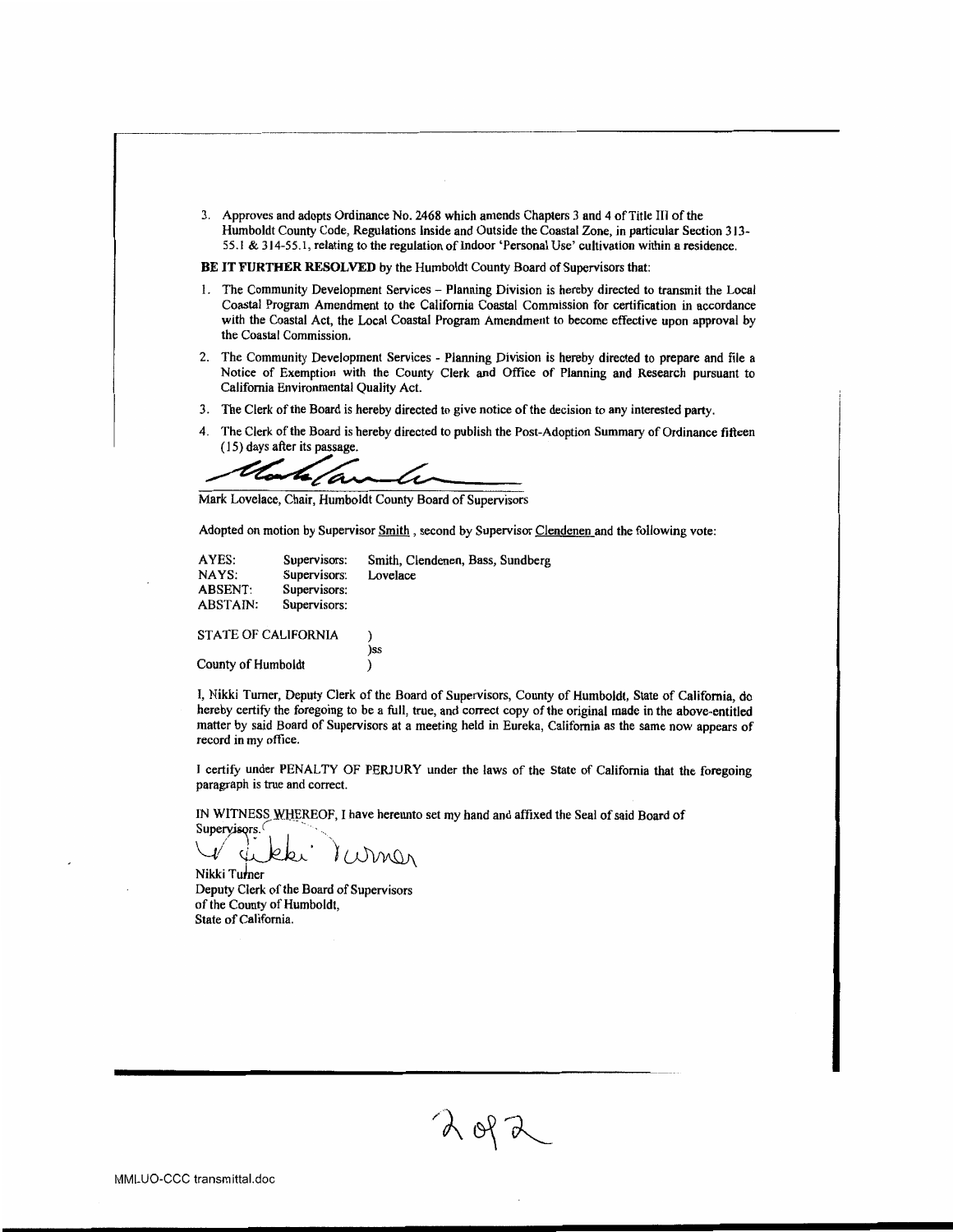3. Approves and adopts Ordinance No. 2468 which amends Chapters 3 and 4 of Title III of the Humboldt County Code, Regulations Inside and Outside the Coastal Zone, in particular Section 313-55.1 & 314-55.1, relating to the regulation of Indoor 'Personal Use' cultivation within a residence.

**BE IT FURTHER RESOLVED** by the Humboldt County Board of Supervisors that:

1. The Community Development Services – Planning Division is hereby directed to transmit the Local Coastal Program Amendment to the California Coastal Commission for certification in accordance with the Coastal Act, the Local Coastal Program Amendment to become effective upon approval by the Coastal Commission.
2. The Community Development Services - Planning Division is hereby directed to prepare and file a Notice of Exemption with the County Clerk and Office of Planning and Research pursuant to California Environmental Quality Act.
3. The Clerk of the Board is hereby directed to give notice of the decision to any interested party.
4. The Clerk of the Board is hereby directed to publish the Post-Adoption Summary of Ordinance fifteen (15) days after its passage.

Mark Lovelace, Chair, Humboldt County Board of Supervisors

Adopted on motion by Supervisor Smith , second by Supervisor Clendenen and the following vote:

| | | |
|---|---|---|
| AYES: | Supervisors: | Smith, Clendenen, Bass, Sundberg |
| NAYS: | Supervisors: | Lovelace |
| ABSENT: | Supervisors: | |
| ABSTAIN: | Supervisors: | |

STATE OF CALIFORNIA )
)ss
County of Humboldt )

I, Nikki Turner, Deputy Clerk of the Board of Supervisors, County of Humboldt, State of California, do hereby certify the foregoing to be a full, true, and correct copy of the original made in the above-entitled matter by said Board of Supervisors at a meeting held in Eureka, California as the same now appears of record in my office.

I certify under PENALTY OF PERJURY under the laws of the State of California that the foregoing paragraph is true and correct.

IN WITNESS WHEREOF, I have hereunto set my hand and affixed the Seal of said Board of Supervisors.

Nikki Turner
Deputy Clerk of the Board of Supervisors
of the County of Humboldt,
State of California.

2 of 2

MMLUO-CCC transmittal.doc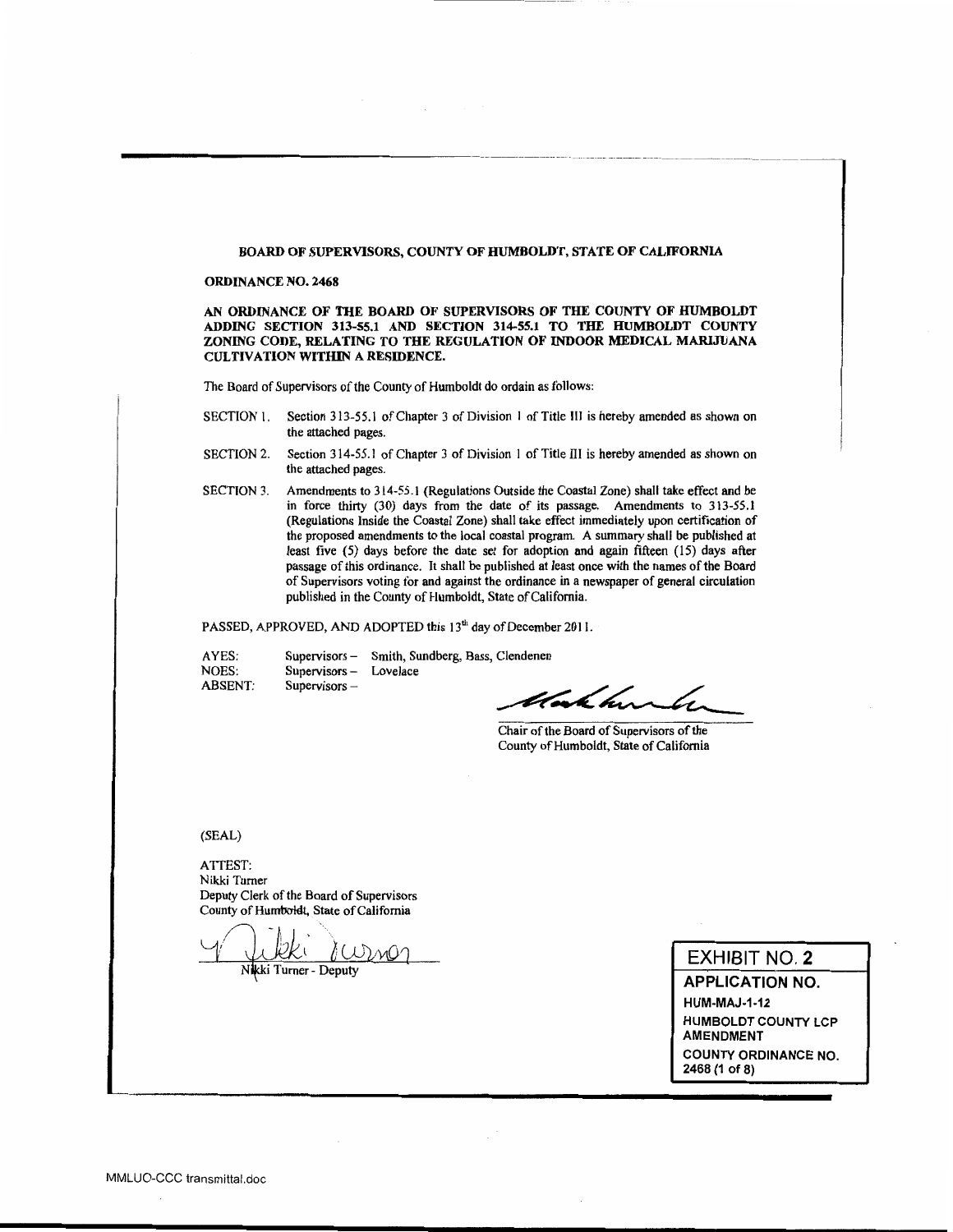**BOARD OF SUPERVISORS, COUNTY OF HUMBOLDT, STATE OF CALIFORNIA**

**ORDINANCE NO. 2468**

**AN ORDINANCE OF THE BOARD OF SUPERVISORS OF THE COUNTY OF HUMBOLDT ADDING SECTION 313-55.1 AND SECTION 314-55.1 TO THE HUMBOLDT COUNTY ZONING CODE, RELATING TO THE REGULATION OF INDOOR MEDICAL MARIJUANA CULTIVATION WITHIN A RESIDENCE.**

The Board of Supervisors of the County of Humboldt do ordain as follows:

SECTION 1. Section 313-55.1 of Chapter 3 of Division 1 of Title III is hereby amended as shown on the attached pages.

SECTION 2. Section 314-55.1 of Chapter 3 of Division 1 of Title III is hereby amended as shown on the attached pages.

SECTION 3. Amendments to 314-55.1 (Regulations Outside the Coastal Zone) shall take effect and be in force thirty (30) days from the date of its passage. Amendments to 313-55.1 (Regulations Inside the Coastal Zone) shall take effect immediately upon certification of the proposed amendments to the local coastal program. A summary shall be published at least five (5) days before the date set for adoption and again fifteen (15) days after passage of this ordinance. It shall be published at least once with the names of the Board of Supervisors voting for and against the ordinance in a newspaper of general circulation published in the County of Humboldt, State of California.

PASSED, APPROVED, AND ADOPTED this 13th day of December 2011.

AYES: Supervisors – Smith, Sundberg, Bass, Clendenen
NOES: Supervisors – Lovelace
ABSENT: Supervisors –

Chair of the Board of Supervisors of the County of Humboldt, State of California

(SEAL)

ATTEST:
Nikki Turner
Deputy Clerk of the Board of Supervisors
County of Humboldt, State of California

Nikki Turner - Deputy

**EXHIBIT NO. 2**
**APPLICATION NO.**
**HUM-MAJ-1-12**
**HUMBOLDT COUNTY LCP AMENDMENT**
**COUNTY ORDINANCE NO. 2468 (1 of 8)**

MMLUO-CCC transmittal.doc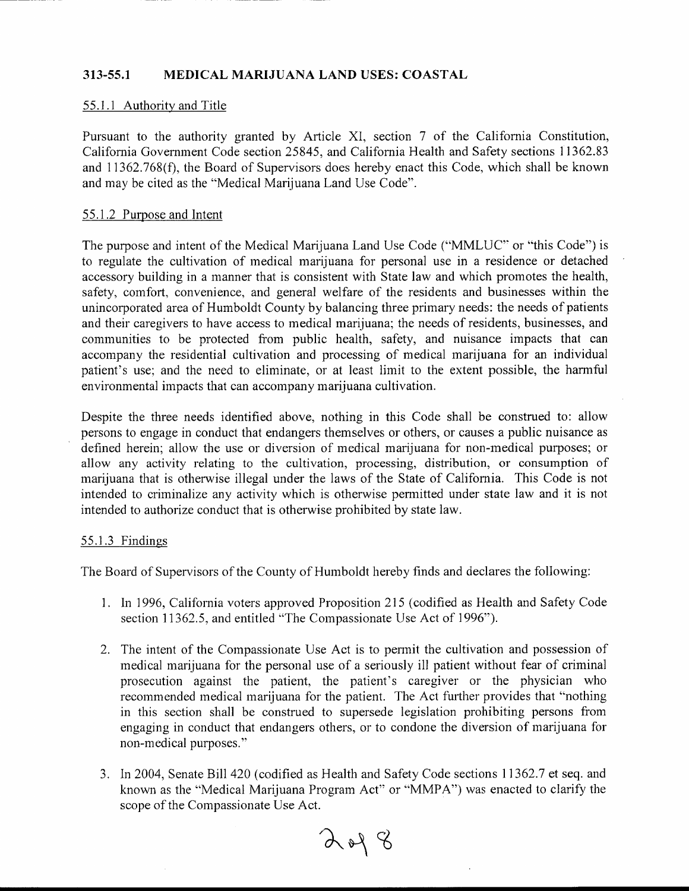## 313-55.1 MEDICAL MARIJUANA LAND USES: COASTAL

### 55.1.1 Authority and Title

Pursuant to the authority granted by Article XI, section 7 of the California Constitution, California Government Code section 25845, and California Health and Safety sections 11362.83 and 11362.768(f), the Board of Supervisors does hereby enact this Code, which shall be known and may be cited as the "Medical Marijuana Land Use Code".

### 55.1.2 Purpose and Intent

The purpose and intent of the Medical Marijuana Land Use Code ("MMLUC" or "this Code") is to regulate the cultivation of medical marijuana for personal use in a residence or detached accessory building in a manner that is consistent with State law and which promotes the health, safety, comfort, convenience, and general welfare of the residents and businesses within the unincorporated area of Humboldt County by balancing three primary needs: the needs of patients and their caregivers to have access to medical marijuana; the needs of residents, businesses, and communities to be protected from public health, safety, and nuisance impacts that can accompany the residential cultivation and processing of medical marijuana for an individual patient's use; and the need to eliminate, or at least limit to the extent possible, the harmful environmental impacts that can accompany marijuana cultivation.

Despite the three needs identified above, nothing in this Code shall be construed to: allow persons to engage in conduct that endangers themselves or others, or causes a public nuisance as defined herein; allow the use or diversion of medical marijuana for non-medical purposes; or allow any activity relating to the cultivation, processing, distribution, or consumption of marijuana that is otherwise illegal under the laws of the State of California. This Code is not intended to criminalize any activity which is otherwise permitted under state law and it is not intended to authorize conduct that is otherwise prohibited by state law.

### 55.1.3 Findings

The Board of Supervisors of the County of Humboldt hereby finds and declares the following:

1. In 1996, California voters approved Proposition 215 (codified as Health and Safety Code section 11362.5, and entitled "The Compassionate Use Act of 1996").

2. The intent of the Compassionate Use Act is to permit the cultivation and possession of medical marijuana for the personal use of a seriously ill patient without fear of criminal prosecution against the patient, the patient's caregiver or the physician who recommended medical marijuana for the patient. The Act further provides that "nothing in this section shall be construed to supersede legislation prohibiting persons from engaging in conduct that endangers others, or to condone the diversion of marijuana for non-medical purposes."

3. In 2004, Senate Bill 420 (codified as Health and Safety Code sections 11362.7 et seq. and known as the "Medical Marijuana Program Act" or "MMPA") was enacted to clarify the scope of the Compassionate Use Act.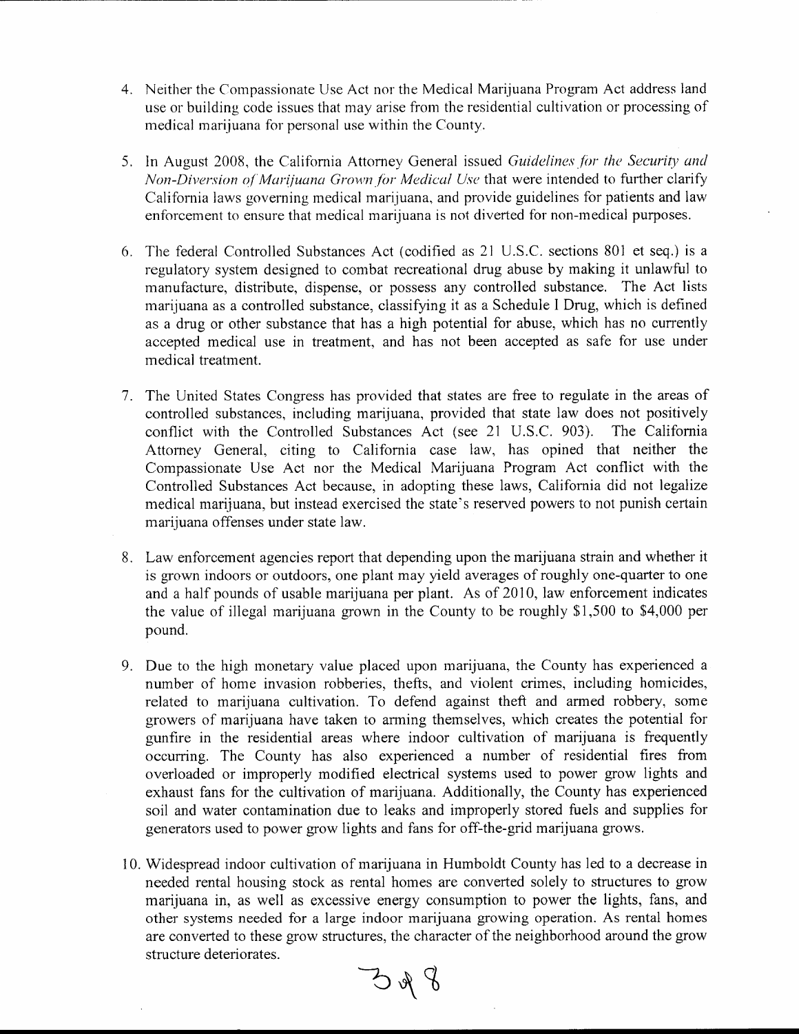4. Neither the Compassionate Use Act nor the Medical Marijuana Program Act address land use or building code issues that may arise from the residential cultivation or processing of medical marijuana for personal use within the County.

5. In August 2008, the California Attorney General issued *Guidelines for the Security and Non-Diversion of Marijuana Grown for Medical Use* that were intended to further clarify California laws governing medical marijuana, and provide guidelines for patients and law enforcement to ensure that medical marijuana is not diverted for non-medical purposes.

6. The federal Controlled Substances Act (codified as 21 U.S.C. sections 801 et seq.) is a regulatory system designed to combat recreational drug abuse by making it unlawful to manufacture, distribute, dispense, or possess any controlled substance. The Act lists marijuana as a controlled substance, classifying it as a Schedule I Drug, which is defined as a drug or other substance that has a high potential for abuse, which has no currently accepted medical use in treatment, and has not been accepted as safe for use under medical treatment.

7. The United States Congress has provided that states are free to regulate in the areas of controlled substances, including marijuana, provided that state law does not positively conflict with the Controlled Substances Act (see 21 U.S.C. 903). The California Attorney General, citing to California case law, has opined that neither the Compassionate Use Act nor the Medical Marijuana Program Act conflict with the Controlled Substances Act because, in adopting these laws, California did not legalize medical marijuana, but instead exercised the state's reserved powers to not punish certain marijuana offenses under state law.

8. Law enforcement agencies report that depending upon the marijuana strain and whether it is grown indoors or outdoors, one plant may yield averages of roughly one-quarter to one and a half pounds of usable marijuana per plant. As of 2010, law enforcement indicates the value of illegal marijuana grown in the County to be roughly $1,500 to $4,000 per pound.

9. Due to the high monetary value placed upon marijuana, the County has experienced a number of home invasion robberies, thefts, and violent crimes, including homicides, related to marijuana cultivation. To defend against theft and armed robbery, some growers of marijuana have taken to arming themselves, which creates the potential for gunfire in the residential areas where indoor cultivation of marijuana is frequently occurring. The County has also experienced a number of residential fires from overloaded or improperly modified electrical systems used to power grow lights and exhaust fans for the cultivation of marijuana. Additionally, the County has experienced soil and water contamination due to leaks and improperly stored fuels and supplies for generators used to power grow lights and fans for off-the-grid marijuana grows.

10. Widespread indoor cultivation of marijuana in Humboldt County has led to a decrease in needed rental housing stock as rental homes are converted solely to structures to grow marijuana in, as well as excessive energy consumption to power the lights, fans, and other systems needed for a large indoor marijuana growing operation. As rental homes are converted to these grow structures, the character of the neighborhood around the grow structure deteriorates.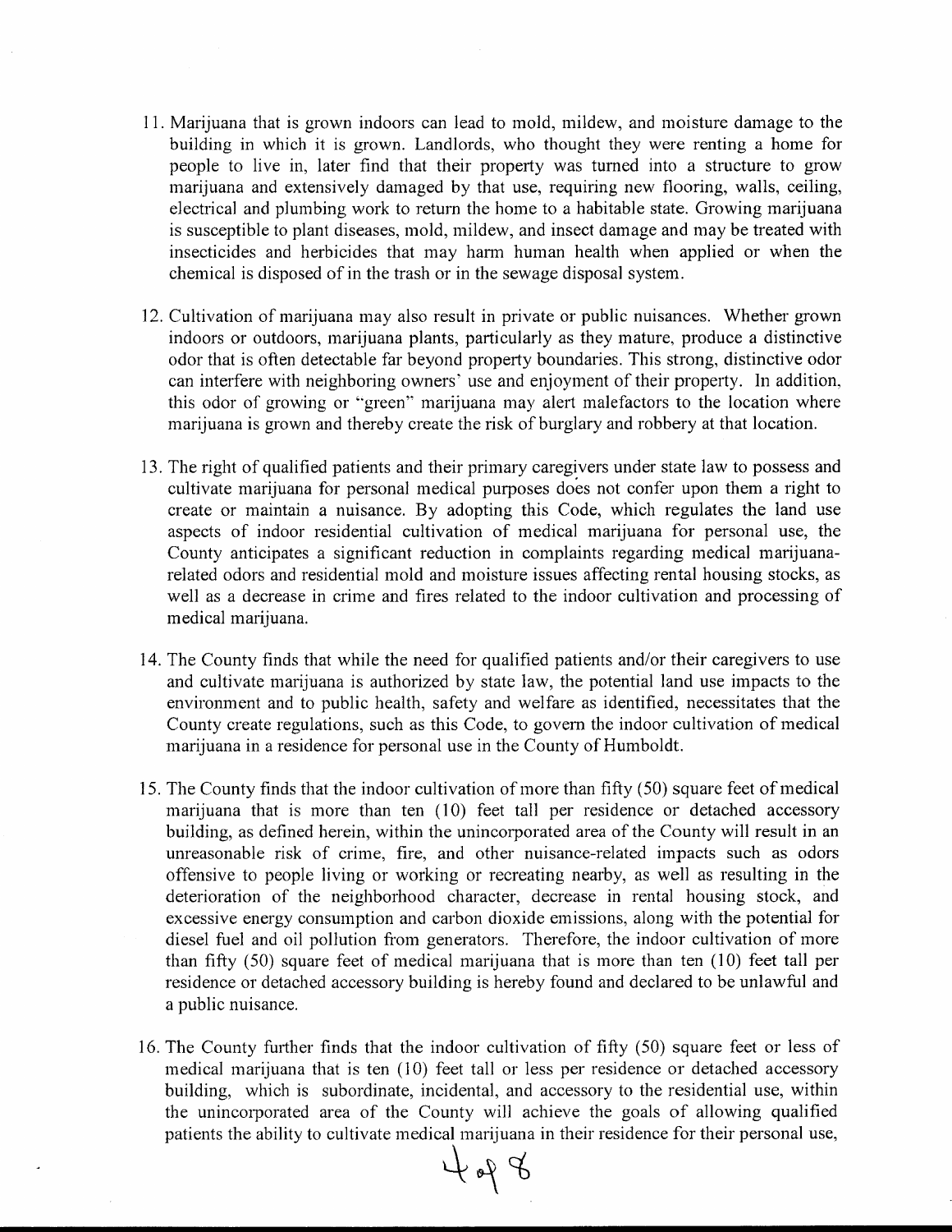11. Marijuana that is grown indoors can lead to mold, mildew, and moisture damage to the building in which it is grown. Landlords, who thought they were renting a home for people to live in, later find that their property was turned into a structure to grow marijuana and extensively damaged by that use, requiring new flooring, walls, ceiling, electrical and plumbing work to return the home to a habitable state. Growing marijuana is susceptible to plant diseases, mold, mildew, and insect damage and may be treated with insecticides and herbicides that may harm human health when applied or when the chemical is disposed of in the trash or in the sewage disposal system.

12. Cultivation of marijuana may also result in private or public nuisances. Whether grown indoors or outdoors, marijuana plants, particularly as they mature, produce a distinctive odor that is often detectable far beyond property boundaries. This strong, distinctive odor can interfere with neighboring owners' use and enjoyment of their property. In addition, this odor of growing or "green" marijuana may alert malefactors to the location where marijuana is grown and thereby create the risk of burglary and robbery at that location.

13. The right of qualified patients and their primary caregivers under state law to possess and cultivate marijuana for personal medical purposes does not confer upon them a right to create or maintain a nuisance. By adopting this Code, which regulates the land use aspects of indoor residential cultivation of medical marijuana for personal use, the County anticipates a significant reduction in complaints regarding medical marijuana-related odors and residential mold and moisture issues affecting rental housing stocks, as well as a decrease in crime and fires related to the indoor cultivation and processing of medical marijuana.

14. The County finds that while the need for qualified patients and/or their caregivers to use and cultivate marijuana is authorized by state law, the potential land use impacts to the environment and to public health, safety and welfare as identified, necessitates that the County create regulations, such as this Code, to govern the indoor cultivation of medical marijuana in a residence for personal use in the County of Humboldt.

15. The County finds that the indoor cultivation of more than fifty (50) square feet of medical marijuana that is more than ten (10) feet tall per residence or detached accessory building, as defined herein, within the unincorporated area of the County will result in an unreasonable risk of crime, fire, and other nuisance-related impacts such as odors offensive to people living or working or recreating nearby, as well as resulting in the deterioration of the neighborhood character, decrease in rental housing stock, and excessive energy consumption and carbon dioxide emissions, along with the potential for diesel fuel and oil pollution from generators. Therefore, the indoor cultivation of more than fifty (50) square feet of medical marijuana that is more than ten (10) feet tall per residence or detached accessory building is hereby found and declared to be unlawful and a public nuisance.

16. The County further finds that the indoor cultivation of fifty (50) square feet or less of medical marijuana that is ten (10) feet tall or less per residence or detached accessory building, which is subordinate, incidental, and accessory to the residential use, within the unincorporated area of the County will achieve the goals of allowing qualified patients the ability to cultivate medical marijuana in their residence for their personal use,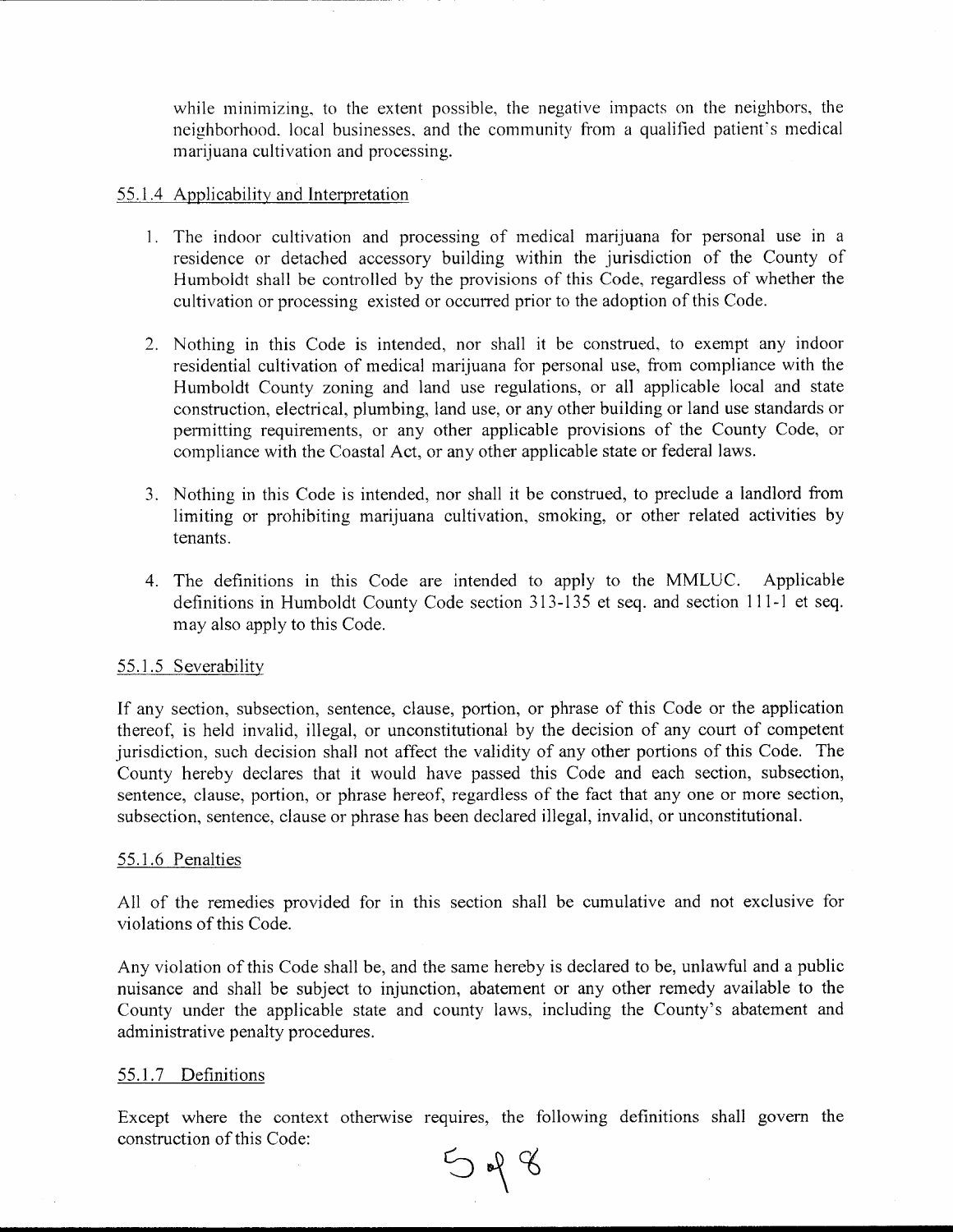while minimizing, to the extent possible, the negative impacts on the neighbors, the neighborhood, local businesses, and the community from a qualified patient's medical marijuana cultivation and processing.

### 55.1.4 Applicability and Interpretation

1. The indoor cultivation and processing of medical marijuana for personal use in a residence or detached accessory building within the jurisdiction of the County of Humboldt shall be controlled by the provisions of this Code, regardless of whether the cultivation or processing existed or occurred prior to the adoption of this Code.

2. Nothing in this Code is intended, nor shall it be construed, to exempt any indoor residential cultivation of medical marijuana for personal use, from compliance with the Humboldt County zoning and land use regulations, or all applicable local and state construction, electrical, plumbing, land use, or any other building or land use standards or permitting requirements, or any other applicable provisions of the County Code, or compliance with the Coastal Act, or any other applicable state or federal laws.

3. Nothing in this Code is intended, nor shall it be construed, to preclude a landlord from limiting or prohibiting marijuana cultivation, smoking, or other related activities by tenants.

4. The definitions in this Code are intended to apply to the MMLUC. Applicable definitions in Humboldt County Code section 313-135 et seq. and section 111-1 et seq. may also apply to this Code.

### 55.1.5 Severability

If any section, subsection, sentence, clause, portion, or phrase of this Code or the application thereof, is held invalid, illegal, or unconstitutional by the decision of any court of competent jurisdiction, such decision shall not affect the validity of any other portions of this Code. The County hereby declares that it would have passed this Code and each section, subsection, sentence, clause, portion, or phrase hereof, regardless of the fact that any one or more section, subsection, sentence, clause or phrase has been declared illegal, invalid, or unconstitutional.

### 55.1.6 Penalties

All of the remedies provided for in this section shall be cumulative and not exclusive for violations of this Code.

Any violation of this Code shall be, and the same hereby is declared to be, unlawful and a public nuisance and shall be subject to injunction, abatement or any other remedy available to the County under the applicable state and county laws, including the County's abatement and administrative penalty procedures.

### 55.1.7 Definitions

Except where the context otherwise requires, the following definitions shall govern the construction of this Code: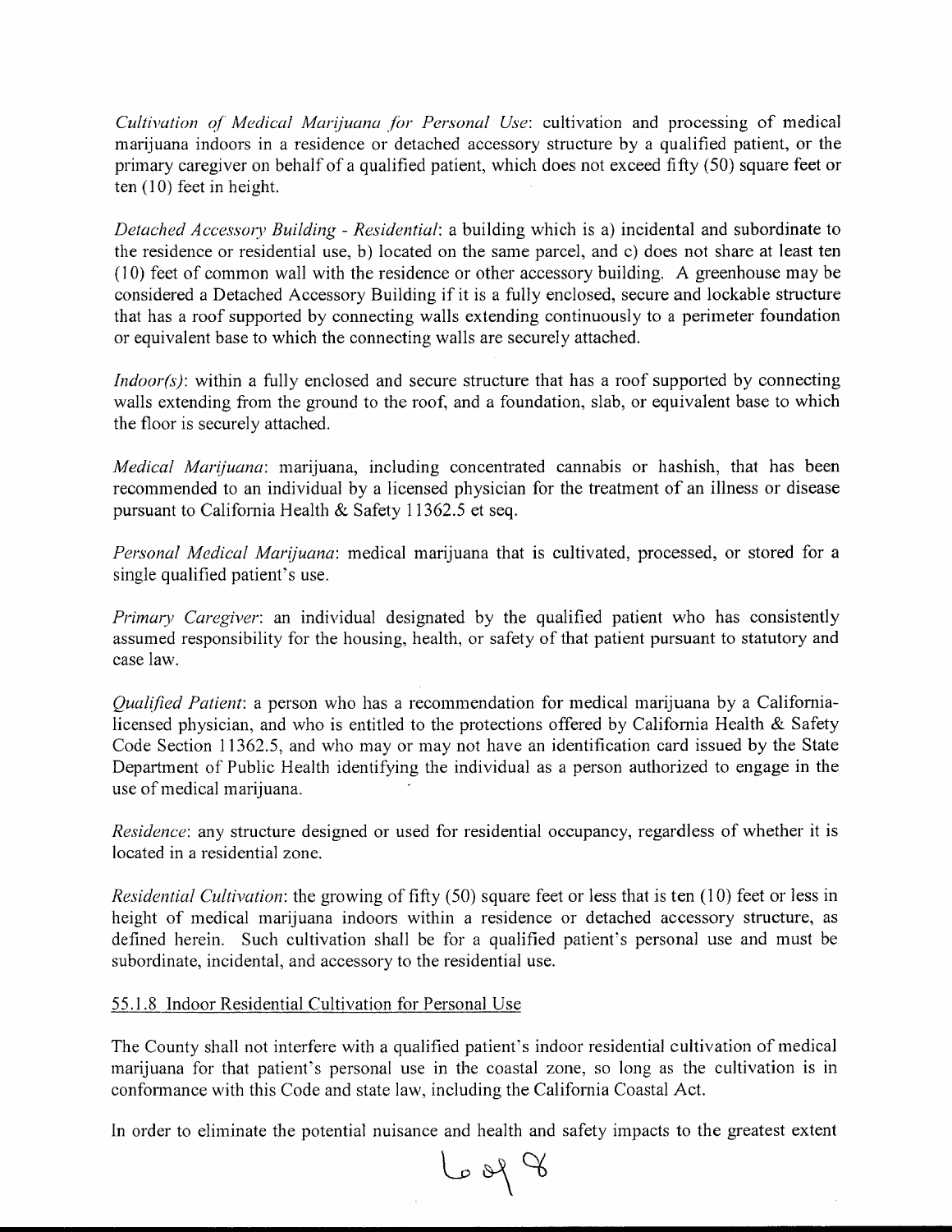*Cultivation of Medical Marijuana for Personal Use*: cultivation and processing of medical marijuana indoors in a residence or detached accessory structure by a qualified patient, or the primary caregiver on behalf of a qualified patient, which does not exceed fifty (50) square feet or ten (10) feet in height.

*Detached Accessory Building - Residential*: a building which is a) incidental and subordinate to the residence or residential use, b) located on the same parcel, and c) does not share at least ten (10) feet of common wall with the residence or other accessory building. A greenhouse may be considered a Detached Accessory Building if it is a fully enclosed, secure and lockable structure that has a roof supported by connecting walls extending continuously to a perimeter foundation or equivalent base to which the connecting walls are securely attached.

*Indoor(s)*: within a fully enclosed and secure structure that has a roof supported by connecting walls extending from the ground to the roof, and a foundation, slab, or equivalent base to which the floor is securely attached.

*Medical Marijuana*: marijuana, including concentrated cannabis or hashish, that has been recommended to an individual by a licensed physician for the treatment of an illness or disease pursuant to California Health & Safety 11362.5 et seq.

*Personal Medical Marijuana*: medical marijuana that is cultivated, processed, or stored for a single qualified patient's use.

*Primary Caregiver*: an individual designated by the qualified patient who has consistently assumed responsibility for the housing, health, or safety of that patient pursuant to statutory and case law.

*Qualified Patient*: a person who has a recommendation for medical marijuana by a California-licensed physician, and who is entitled to the protections offered by California Health & Safety Code Section 11362.5, and who may or may not have an identification card issued by the State Department of Public Health identifying the individual as a person authorized to engage in the use of medical marijuana.

*Residence*: any structure designed or used for residential occupancy, regardless of whether it is located in a residential zone.

*Residential Cultivation*: the growing of fifty (50) square feet or less that is ten (10) feet or less in height of medical marijuana indoors within a residence or detached accessory structure, as defined herein. Such cultivation shall be for a qualified patient's personal use and must be subordinate, incidental, and accessory to the residential use.

55.1.8 Indoor Residential Cultivation for Personal Use

The County shall not interfere with a qualified patient's indoor residential cultivation of medical marijuana for that patient's personal use in the coastal zone, so long as the cultivation is in conformance with this Code and state law, including the California Coastal Act.

In order to eliminate the potential nuisance and health and safety impacts to the greatest extent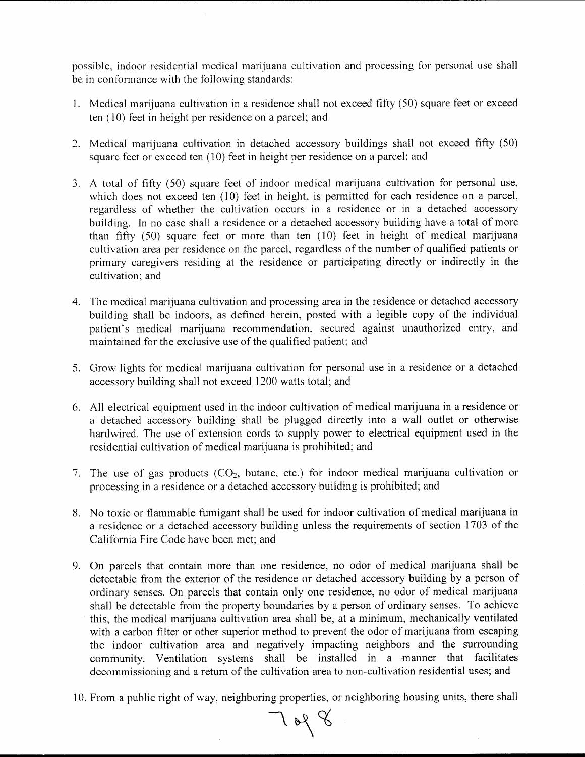possible, indoor residential medical marijuana cultivation and processing for personal use shall be in conformance with the following standards:

1. Medical marijuana cultivation in a residence shall not exceed fifty (50) square feet or exceed ten (10) feet in height per residence on a parcel; and

2. Medical marijuana cultivation in detached accessory buildings shall not exceed fifty (50) square feet or exceed ten (10) feet in height per residence on a parcel; and

3. A total of fifty (50) square feet of indoor medical marijuana cultivation for personal use, which does not exceed ten (10) feet in height, is permitted for each residence on a parcel, regardless of whether the cultivation occurs in a residence or in a detached accessory building. In no case shall a residence or a detached accessory building have a total of more than fifty (50) square feet or more than ten (10) feet in height of medical marijuana cultivation area per residence on the parcel, regardless of the number of qualified patients or primary caregivers residing at the residence or participating directly or indirectly in the cultivation; and

4. The medical marijuana cultivation and processing area in the residence or detached accessory building shall be indoors, as defined herein, posted with a legible copy of the individual patient's medical marijuana recommendation, secured against unauthorized entry, and maintained for the exclusive use of the qualified patient; and

5. Grow lights for medical marijuana cultivation for personal use in a residence or a detached accessory building shall not exceed 1200 watts total; and

6. All electrical equipment used in the indoor cultivation of medical marijuana in a residence or a detached accessory building shall be plugged directly into a wall outlet or otherwise hardwired. The use of extension cords to supply power to electrical equipment used in the residential cultivation of medical marijuana is prohibited; and

7. The use of gas products ($CO_2$, butane, etc.) for indoor medical marijuana cultivation or processing in a residence or a detached accessory building is prohibited; and

8. No toxic or flammable fumigant shall be used for indoor cultivation of medical marijuana in a residence or a detached accessory building unless the requirements of section 1703 of the California Fire Code have been met; and

9. On parcels that contain more than one residence, no odor of medical marijuana shall be detectable from the exterior of the residence or detached accessory building by a person of ordinary senses. On parcels that contain only one residence, no odor of medical marijuana shall be detectable from the property boundaries by a person of ordinary senses. To achieve this, the medical marijuana cultivation area shall be, at a minimum, mechanically ventilated with a carbon filter or other superior method to prevent the odor of marijuana from escaping the indoor cultivation area and negatively impacting neighbors and the surrounding community. Ventilation systems shall be installed in a manner that facilitates decommissioning and a return of the cultivation area to non-cultivation residential uses; and

10. From a public right of way, neighboring properties, or neighboring housing units, there shall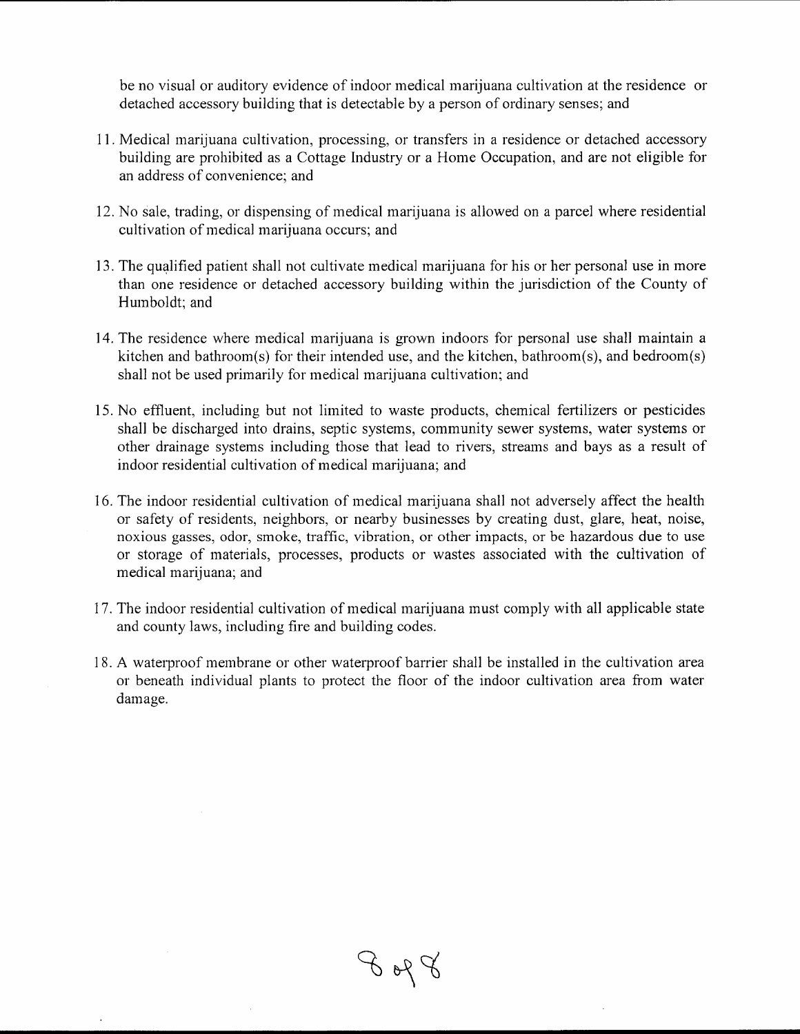be no visual or auditory evidence of indoor medical marijuana cultivation at the residence or detached accessory building that is detectable by a person of ordinary senses; and

11. Medical marijuana cultivation, processing, or transfers in a residence or detached accessory building are prohibited as a Cottage Industry or a Home Occupation, and are not eligible for an address of convenience; and

12. No sale, trading, or dispensing of medical marijuana is allowed on a parcel where residential cultivation of medical marijuana occurs; and

13. The qualified patient shall not cultivate medical marijuana for his or her personal use in more than one residence or detached accessory building within the jurisdiction of the County of Humboldt; and

14. The residence where medical marijuana is grown indoors for personal use shall maintain a kitchen and bathroom(s) for their intended use, and the kitchen, bathroom(s), and bedroom(s) shall not be used primarily for medical marijuana cultivation; and

15. No effluent, including but not limited to waste products, chemical fertilizers or pesticides shall be discharged into drains, septic systems, community sewer systems, water systems or other drainage systems including those that lead to rivers, streams and bays as a result of indoor residential cultivation of medical marijuana; and

16. The indoor residential cultivation of medical marijuana shall not adversely affect the health or safety of residents, neighbors, or nearby businesses by creating dust, glare, heat, noise, noxious gasses, odor, smoke, traffic, vibration, or other impacts, or be hazardous due to use or storage of materials, processes, products or wastes associated with the cultivation of medical marijuana; and

17. The indoor residential cultivation of medical marijuana must comply with all applicable state and county laws, including fire and building codes.

18. A waterproof membrane or other waterproof barrier shall be installed in the cultivation area or beneath individual plants to protect the floor of the indoor cultivation area from water damage.